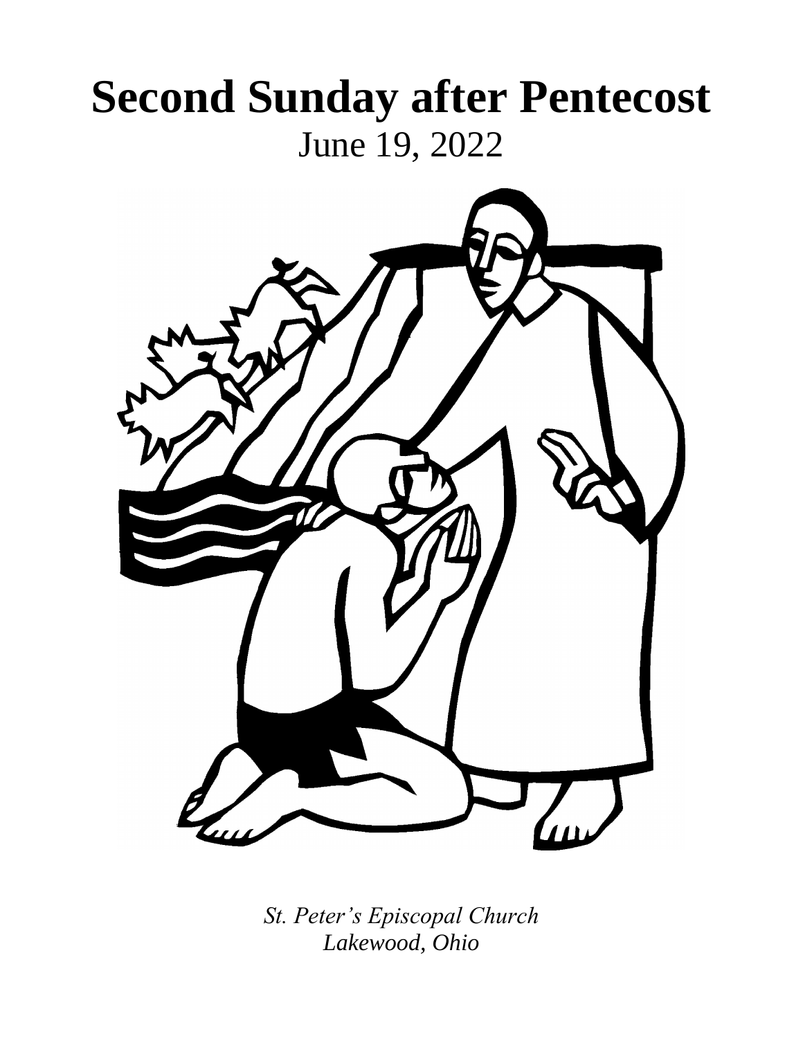# Second Sunday after Pentecost

June 19, 2022

*St. Peter's Episcopal Church*
*Lakewood, Ohio*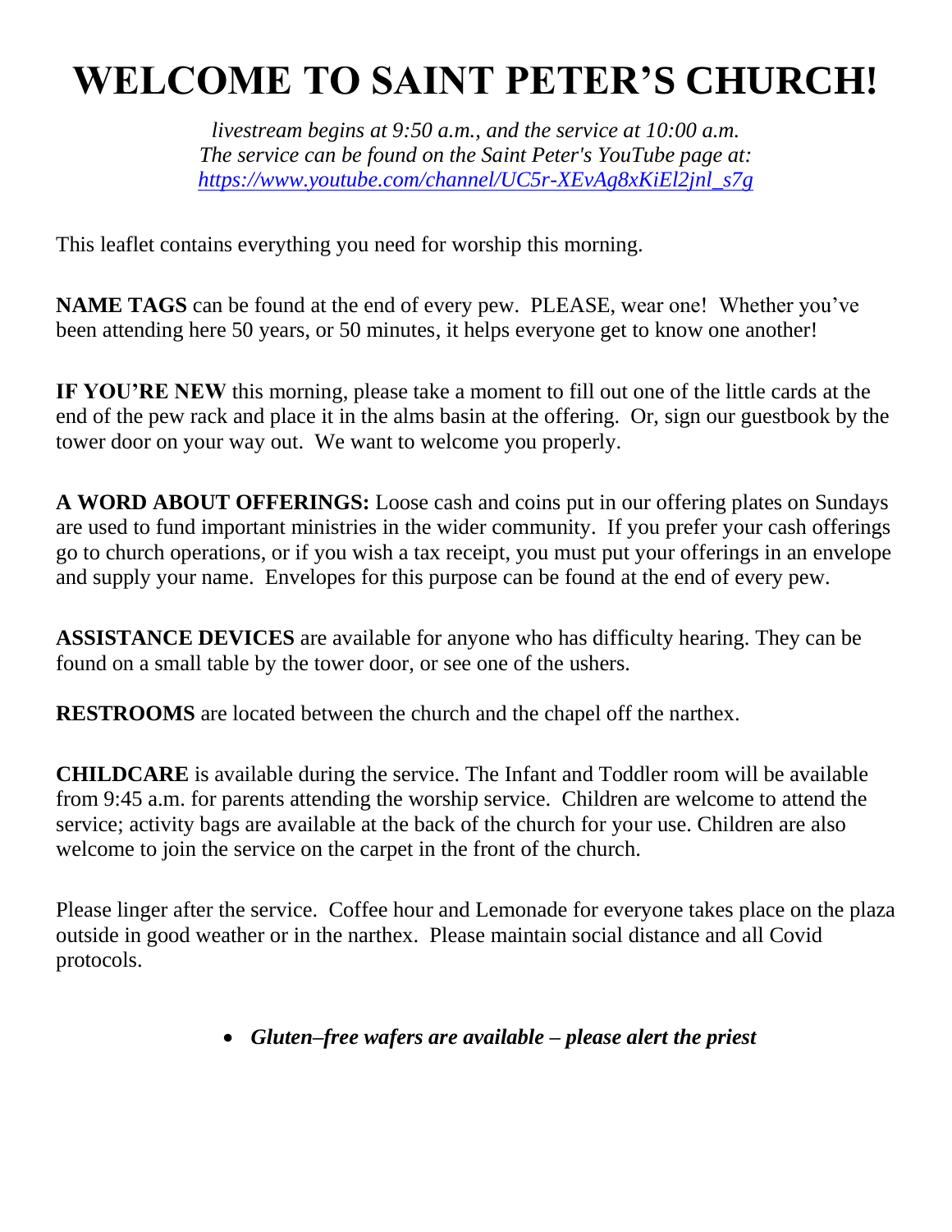# WELCOME TO SAINT PETER'S CHURCH!

*livestream begins at 9:50 a.m., and the service at 10:00 a.m.*
*The service can be found on the Saint Peter's YouTube page at:*
*https://www.youtube.com/channel/UC5r-XEvAg8xKiEl2jnl_s7g*

This leaflet contains everything you need for worship this morning.

**NAME TAGS** can be found at the end of every pew. PLEASE, wear one! Whether you've been attending here 50 years, or 50 minutes, it helps everyone get to know one another!

**IF YOU'RE NEW** this morning, please take a moment to fill out one of the little cards at the end of the pew rack and place it in the alms basin at the offering. Or, sign our guestbook by the tower door on your way out. We want to welcome you properly.

**A WORD ABOUT OFFERINGS:** Loose cash and coins put in our offering plates on Sundays are used to fund important ministries in the wider community. If you prefer your cash offerings go to church operations, or if you wish a tax receipt, you must put your offerings in an envelope and supply your name. Envelopes for this purpose can be found at the end of every pew.

**ASSISTANCE DEVICES** are available for anyone who has difficulty hearing. They can be found on a small table by the tower door, or see one of the ushers.

**RESTROOMS** are located between the church and the chapel off the narthex.

**CHILDCARE** is available during the service. The Infant and Toddler room will be available from 9:45 a.m. for parents attending the worship service. Children are welcome to attend the service; activity bags are available at the back of the church for your use. Children are also welcome to join the service on the carpet in the front of the church.

Please linger after the service. Coffee hour and Lemonade for everyone takes place on the plaza outside in good weather or in the narthex. Please maintain social distance and all Covid protocols.

- ***Gluten–free wafers are available – please alert the priest***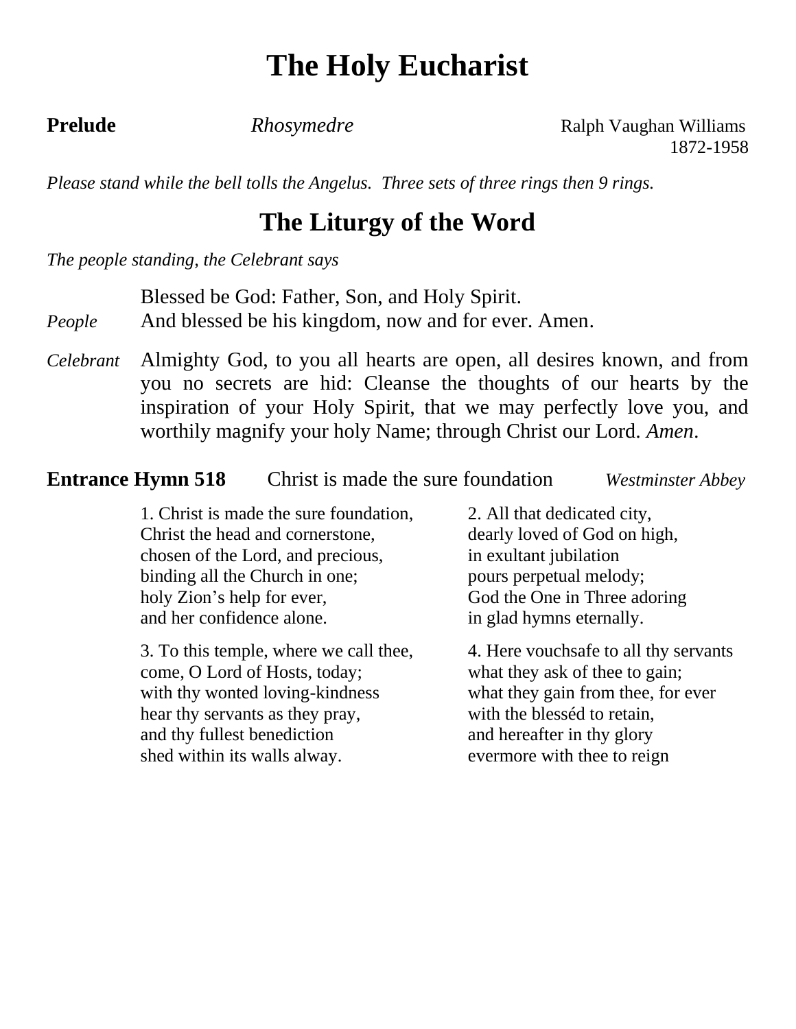# The Holy Eucharist

**Prelude** *Rhosymedre* Ralph Vaughan Williams 1872-1958

*Please stand while the bell tolls the Angelus. Three sets of three rings then 9 rings.*

## The Liturgy of the Word

*The people standing, the Celebrant says*

Blessed be God: Father, Son, and Holy Spirit.

*People* And blessed be his kingdom, now and for ever. Amen.

*Celebrant* Almighty God, to you all hearts are open, all desires known, and from you no secrets are hid: Cleanse the thoughts of our hearts by the inspiration of your Holy Spirit, that we may perfectly love you, and worthily magnify your holy Name; through Christ our Lord. *Amen*.

**Entrance Hymn 518** Christ is made the sure foundation *Westminster Abbey*

1. Christ is made the sure foundation,
Christ the head and cornerstone,
chosen of the Lord, and precious,
binding all the Church in one;
holy Zion's help for ever,
and her confidence alone.

2. All that dedicated city,
dearly loved of God on high,
in exultant jubilation
pours perpetual melody;
God the One in Three adoring
in glad hymns eternally.

3. To this temple, where we call thee,
come, O Lord of Hosts, today;
with thy wonted loving-kindness
hear thy servants as they pray,
and thy fullest benediction
shed within its walls alway.

4. Here vouchsafe to all thy servants
what they ask of thee to gain;
what they gain from thee, for ever
with the blesséd to retain,
and hereafter in thy glory
evermore with thee to reign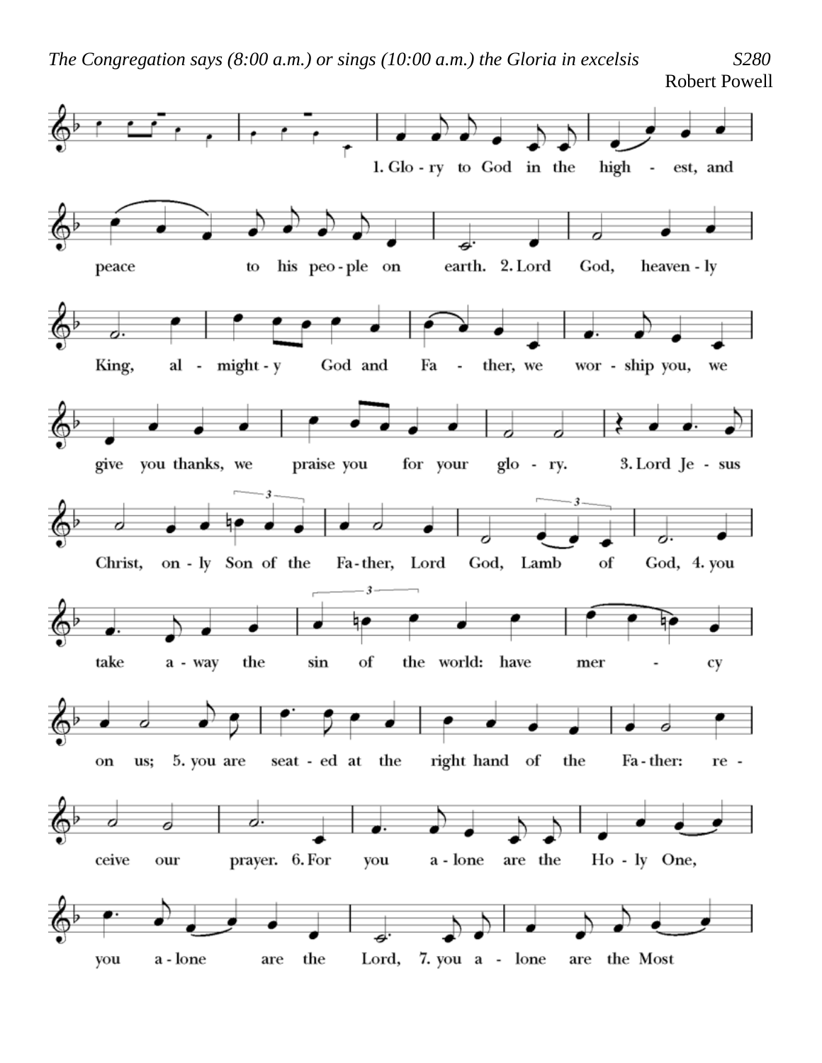*The Congregation says (8:00 a.m.) or sings (10:00 a.m.) the Gloria in excelsis* *S280*

Robert Powell

1. Glory to God in the highest, and peace to his people on earth. 2. Lord God, heavenly King, almighty God and Father, we worship you, we give you thanks, we praise you for your glory. 3. Lord Jesus Christ, only Son of the Father, Lord God, Lamb of God, 4. you take away the sin of the world: have mercy on us; 5. you are seated at the right hand of the Father: receive our prayer. 6. For you alone are the Holy One, you alone are the Lord, 7. you alone are the Most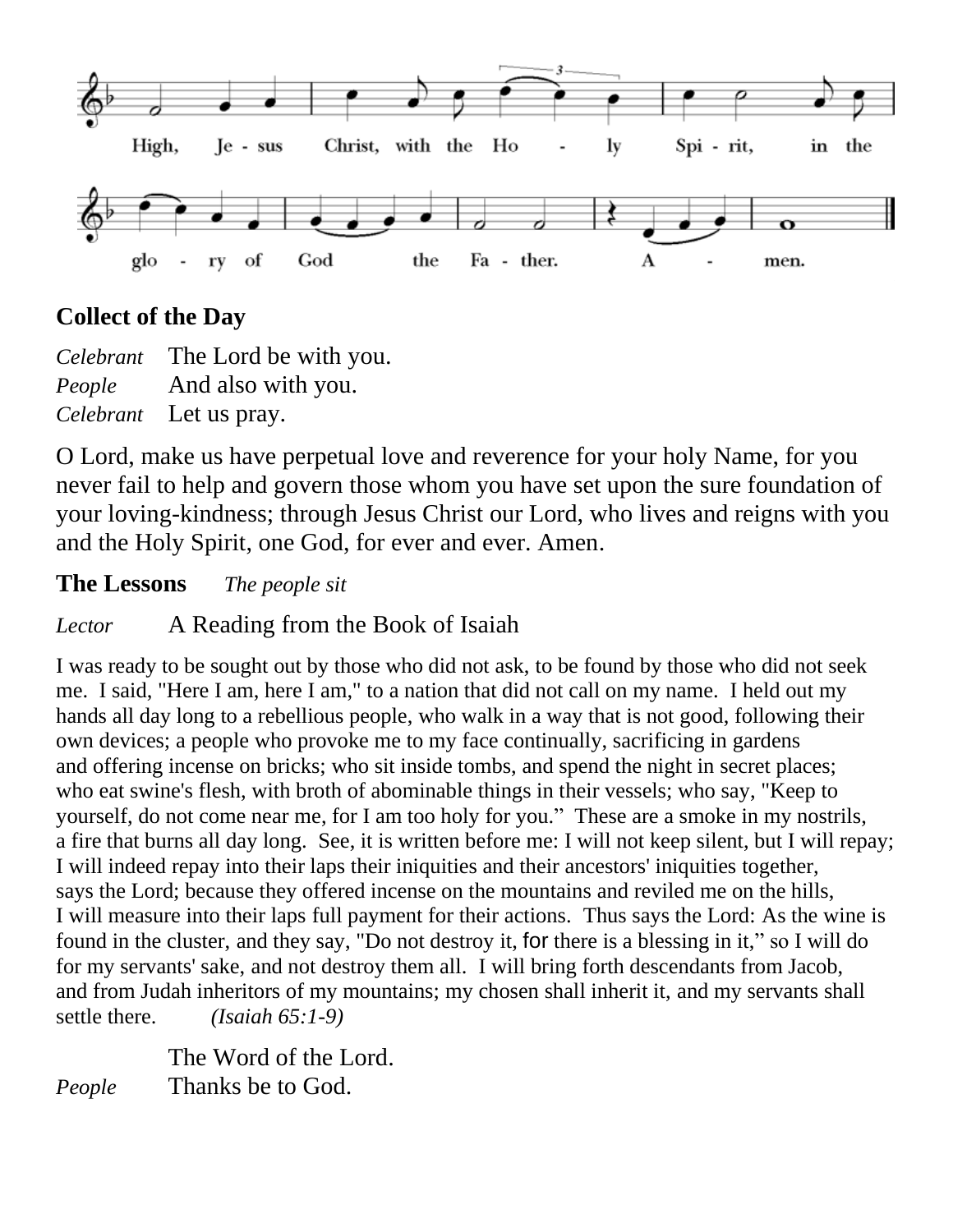High, Jesus Christ, with the Holy Spirit, in the glory of God the Father. Amen.

## Collect of the Day

*Celebrant* The Lord be with you.
*People* And also with you.
*Celebrant* Let us pray.

O Lord, make us have perpetual love and reverence for your holy Name, for you never fail to help and govern those whom you have set upon the sure foundation of your loving-kindness; through Jesus Christ our Lord, who lives and reigns with you and the Holy Spirit, one God, for ever and ever. Amen.

## The Lessons *The people sit*

*Lector* A Reading from the Book of Isaiah

I was ready to be sought out by those who did not ask, to be found by those who did not seek me. I said, "Here I am, here I am," to a nation that did not call on my name. I held out my hands all day long to a rebellious people, who walk in a way that is not good, following their own devices; a people who provoke me to my face continually, sacrificing in gardens and offering incense on bricks; who sit inside tombs, and spend the night in secret places; who eat swine's flesh, with broth of abominable things in their vessels; who say, "Keep to yourself, do not come near me, for I am too holy for you." These are a smoke in my nostrils, a fire that burns all day long. See, it is written before me: I will not keep silent, but I will repay; I will indeed repay into their laps their iniquities and their ancestors' iniquities together, says the Lord; because they offered incense on the mountains and reviled me on the hills, I will measure into their laps full payment for their actions. Thus says the Lord: As the wine is found in the cluster, and they say, "Do not destroy it, for there is a blessing in it," so I will do for my servants' sake, and not destroy them all. I will bring forth descendants from Jacob, and from Judah inheritors of my mountains; my chosen shall inherit it, and my servants shall settle there. *(Isaiah 65:1-9)*

The Word of the Lord.
*People* Thanks be to God.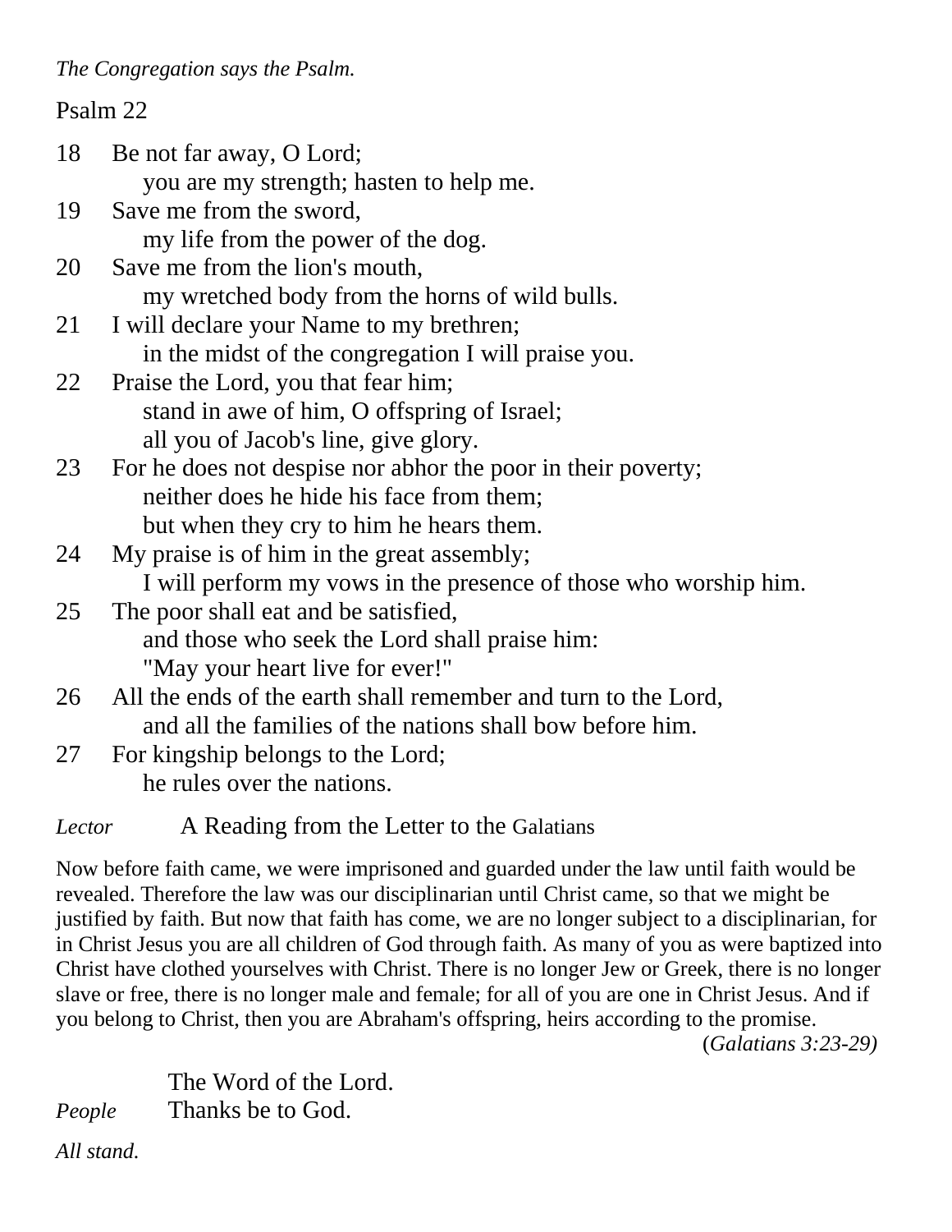*The Congregation says the Psalm.*

Psalm 22

18 Be not far away, O Lord;
 you are my strength; hasten to help me.
19 Save me from the sword,
 my life from the power of the dog.
20 Save me from the lion's mouth,
 my wretched body from the horns of wild bulls.
21 I will declare your Name to my brethren;
 in the midst of the congregation I will praise you.
22 Praise the Lord, you that fear him;
 stand in awe of him, O offspring of Israel;
 all you of Jacob's line, give glory.
23 For he does not despise nor abhor the poor in their poverty;
 neither does he hide his face from them;
 but when they cry to him he hears them.
24 My praise is of him in the great assembly;
 I will perform my vows in the presence of those who worship him.
25 The poor shall eat and be satisfied,
 and those who seek the Lord shall praise him:
 "May your heart live for ever!"
26 All the ends of the earth shall remember and turn to the Lord,
 and all the families of the nations shall bow before him.
27 For kingship belongs to the Lord;
 he rules over the nations.

*Lector* A Reading from the Letter to the Galatians

Now before faith came, we were imprisoned and guarded under the law until faith would be revealed. Therefore the law was our disciplinarian until Christ came, so that we might be justified by faith. But now that faith has come, we are no longer subject to a disciplinarian, for in Christ Jesus you are all children of God through faith. As many of you as were baptized into Christ have clothed yourselves with Christ. There is no longer Jew or Greek, there is no longer slave or free, there is no longer male and female; for all of you are one in Christ Jesus. And if you belong to Christ, then you are Abraham's offspring, heirs according to the promise.
(*Galatians 3:23-29)*

The Word of the Lord.
*People* Thanks be to God.

*All stand.*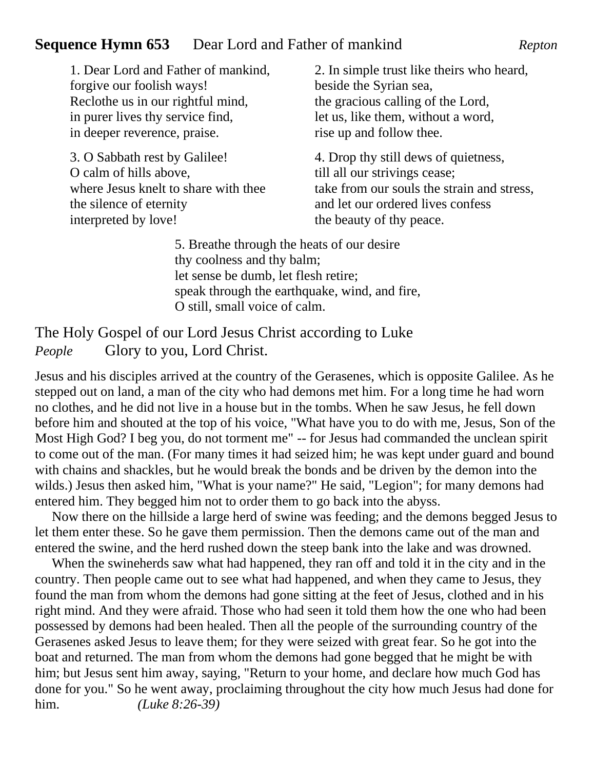**Sequence Hymn 653** Dear Lord and Father of mankind *Repton*

1. Dear Lord and Father of mankind,
forgive our foolish ways!
Reclothe us in our rightful mind,
in purer lives thy service find,
in deeper reverence, praise.

2. In simple trust like theirs who heard,
beside the Syrian sea,
the gracious calling of the Lord,
let us, like them, without a word,
rise up and follow thee.

3. O Sabbath rest by Galilee!
O calm of hills above,
where Jesus knelt to share with thee
the silence of eternity
interpreted by love!

4. Drop thy still dews of quietness,
till all our strivings cease;
take from our souls the strain and stress,
and let our ordered lives confess
the beauty of thy peace.

5. Breathe through the heats of our desire
thy coolness and thy balm;
let sense be dumb, let flesh retire;
speak through the earthquake, wind, and fire,
O still, small voice of calm.

The Holy Gospel of our Lord Jesus Christ according to Luke
*People* Glory to you, Lord Christ.

Jesus and his disciples arrived at the country of the Gerasenes, which is opposite Galilee. As he stepped out on land, a man of the city who had demons met him. For a long time he had worn no clothes, and he did not live in a house but in the tombs. When he saw Jesus, he fell down before him and shouted at the top of his voice, "What have you to do with me, Jesus, Son of the Most High God? I beg you, do not torment me" -- for Jesus had commanded the unclean spirit to come out of the man. (For many times it had seized him; he was kept under guard and bound with chains and shackles, but he would break the bonds and be driven by the demon into the wilds.) Jesus then asked him, "What is your name?" He said, "Legion"; for many demons had entered him. They begged him not to order them to go back into the abyss.

Now there on the hillside a large herd of swine was feeding; and the demons begged Jesus to let them enter these. So he gave them permission. Then the demons came out of the man and entered the swine, and the herd rushed down the steep bank into the lake and was drowned.

When the swineherds saw what had happened, they ran off and told it in the city and in the country. Then people came out to see what had happened, and when they came to Jesus, they found the man from whom the demons had gone sitting at the feet of Jesus, clothed and in his right mind. And they were afraid. Those who had seen it told them how the one who had been possessed by demons had been healed. Then all the people of the surrounding country of the Gerasenes asked Jesus to leave them; for they were seized with great fear. So he got into the boat and returned. The man from whom the demons had gone begged that he might be with him; but Jesus sent him away, saying, "Return to your home, and declare how much God has done for you." So he went away, proclaiming throughout the city how much Jesus had done for him. *(Luke 8:26-39)*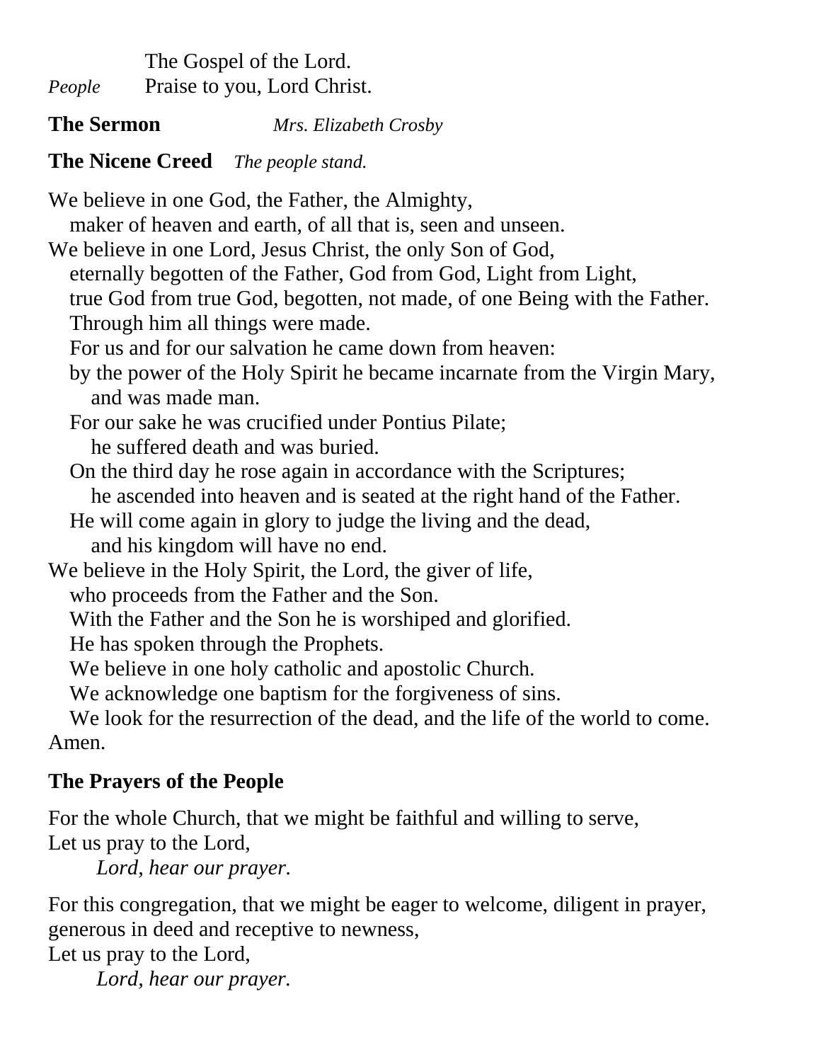The Gospel of the Lord.

*People* Praise to you, Lord Christ.

**The Sermon** *Mrs. Elizabeth Crosby*

**The Nicene Creed** *The people stand.*

We believe in one God, the Father, the Almighty,
maker of heaven and earth, of all that is, seen and unseen.
We believe in one Lord, Jesus Christ, the only Son of God,
eternally begotten of the Father, God from God, Light from Light,
true God from true God, begotten, not made, of one Being with the Father.
Through him all things were made.
For us and for our salvation he came down from heaven:
by the power of the Holy Spirit he became incarnate from the Virgin Mary,
and was made man.
For our sake he was crucified under Pontius Pilate;
he suffered death and was buried.
On the third day he rose again in accordance with the Scriptures;
he ascended into heaven and is seated at the right hand of the Father.
He will come again in glory to judge the living and the dead,
and his kingdom will have no end.
We believe in the Holy Spirit, the Lord, the giver of life,
who proceeds from the Father and the Son.
With the Father and the Son he is worshiped and glorified.
He has spoken through the Prophets.
We believe in one holy catholic and apostolic Church.
We acknowledge one baptism for the forgiveness of sins.
We look for the resurrection of the dead, and the life of the world to come.
Amen.

**The Prayers of the People**

For the whole Church, that we might be faithful and willing to serve,
Let us pray to the Lord,
*Lord, hear our prayer.*

For this congregation, that we might be eager to welcome, diligent in prayer,
generous in deed and receptive to newness,
Let us pray to the Lord,
*Lord, hear our prayer.*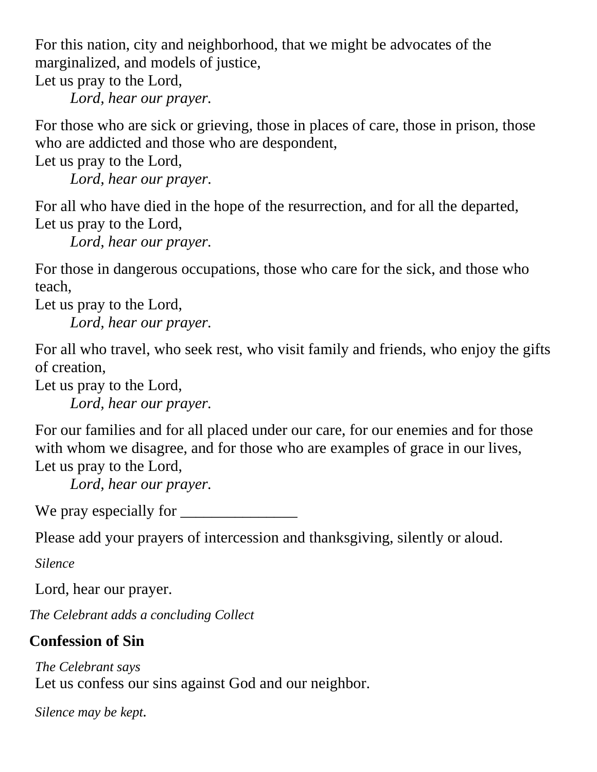For this nation, city and neighborhood, that we might be advocates of the marginalized, and models of justice,
Let us pray to the Lord,
*Lord, hear our prayer.*

For those who are sick or grieving, those in places of care, those in prison, those who are addicted and those who are despondent,
Let us pray to the Lord,
*Lord, hear our prayer.*

For all who have died in the hope of the resurrection, and for all the departed,
Let us pray to the Lord,
*Lord, hear our prayer.*

For those in dangerous occupations, those who care for the sick, and those who teach,
Let us pray to the Lord,
*Lord, hear our prayer.*

For all who travel, who seek rest, who visit family and friends, who enjoy the gifts of creation,
Let us pray to the Lord,
*Lord, hear our prayer.*

For our families and for all placed under our care, for our enemies and for those with whom we disagree, and for those who are examples of grace in our lives,
Let us pray to the Lord,
*Lord, hear our prayer.*

We pray especially for _______________

Please add your prayers of intercession and thanksgiving, silently or aloud.

*Silence*

Lord, hear our prayer.

*The Celebrant adds a concluding Collect*

## Confession of Sin

*The Celebrant says*
Let us confess our sins against God and our neighbor.

*Silence may be kept.*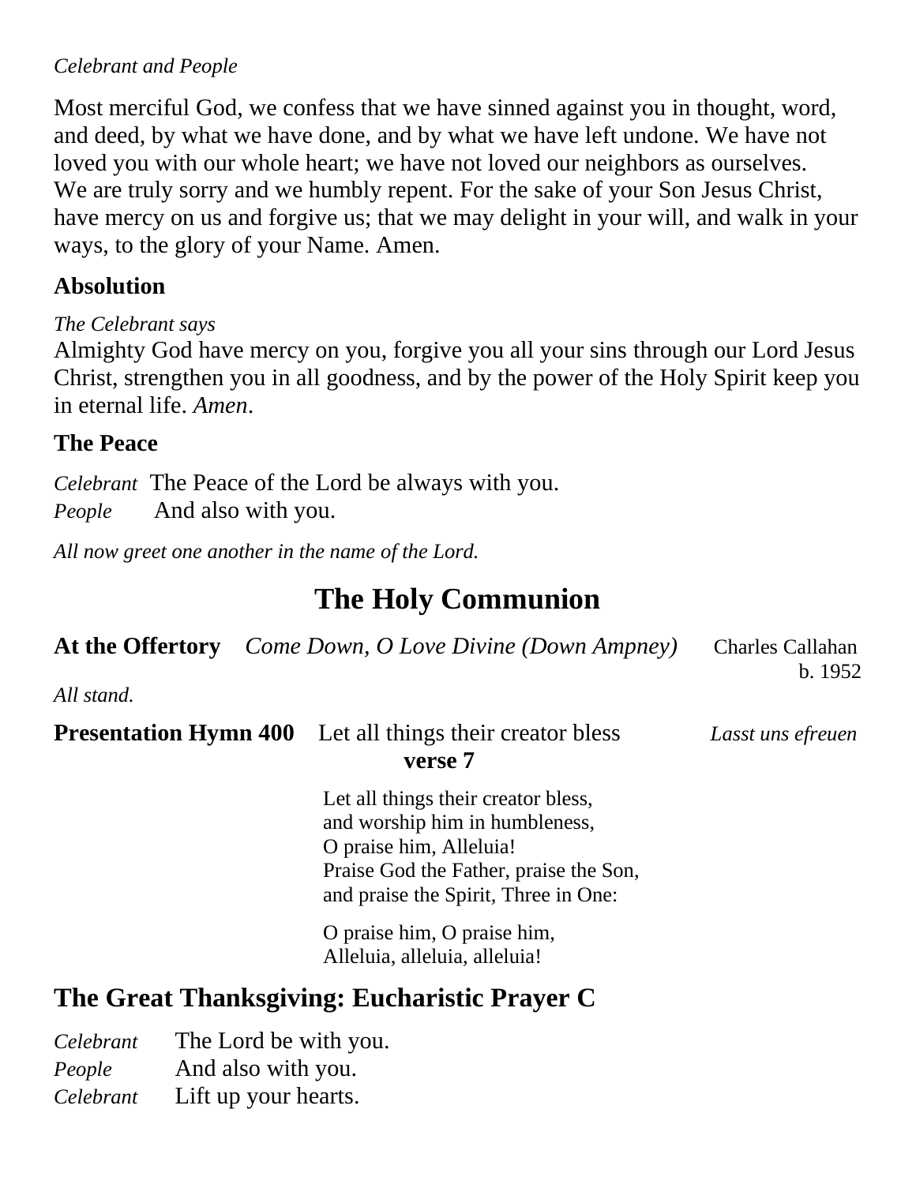*Celebrant and People*

Most merciful God, we confess that we have sinned against you in thought, word, and deed, by what we have done, and by what we have left undone. We have not loved you with our whole heart; we have not loved our neighbors as ourselves. We are truly sorry and we humbly repent. For the sake of your Son Jesus Christ, have mercy on us and forgive us; that we may delight in your will, and walk in your ways, to the glory of your Name. Amen.

### Absolution

*The Celebrant says*
Almighty God have mercy on you, forgive you all your sins through our Lord Jesus Christ, strengthen you in all goodness, and by the power of the Holy Spirit keep you in eternal life. *Amen*.

### The Peace

*Celebrant* The Peace of the Lord be always with you.
*People* And also with you.

*All now greet one another in the name of the Lord.*

## The Holy Communion

**At the Offertory** *Come Down, O Love Divine (Down Ampney)* Charles Callahan b. 1952

*All stand.*

**Presentation Hymn 400** Let all things their creator bless *Lasst uns efreuen*
**verse 7**

Let all things their creator bless,
and worship him in humbleness,
O praise him, Alleluia!
Praise God the Father, praise the Son,
and praise the Spirit, Three in One:

O praise him, O praise him,
Alleluia, alleluia, alleluia!

## The Great Thanksgiving: Eucharistic Prayer C

*Celebrant* The Lord be with you.
*People* And also with you.
*Celebrant* Lift up your hearts.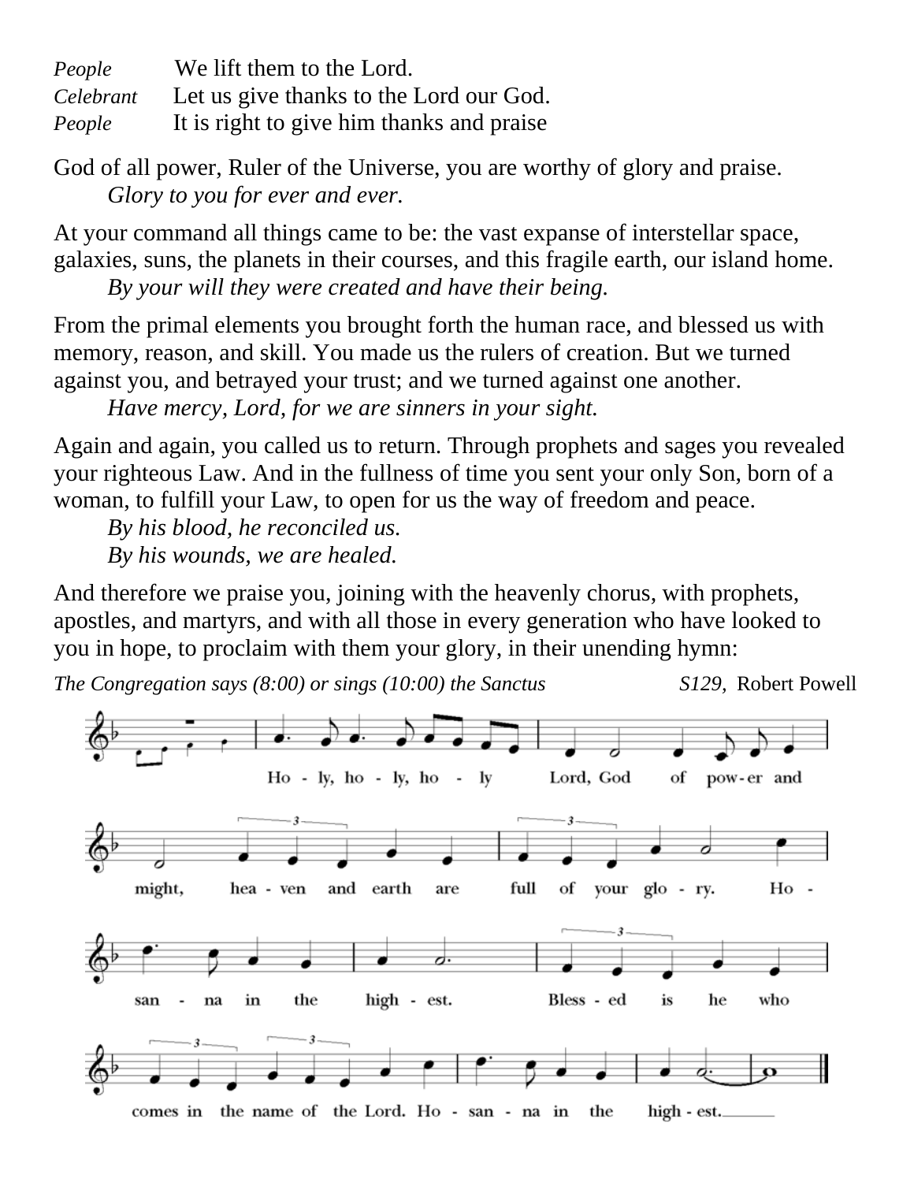*People* We lift them to the Lord.
*Celebrant* Let us give thanks to the Lord our God.
*People* It is right to give him thanks and praise

God of all power, Ruler of the Universe, you are worthy of glory and praise.
*Glory to you for ever and ever.*

At your command all things came to be: the vast expanse of interstellar space, galaxies, suns, the planets in their courses, and this fragile earth, our island home.
*By your will they were created and have their being.*

From the primal elements you brought forth the human race, and blessed us with memory, reason, and skill. You made us the rulers of creation. But we turned against you, and betrayed your trust; and we turned against one another.
*Have mercy, Lord, for we are sinners in your sight.*

Again and again, you called us to return. Through prophets and sages you revealed your righteous Law. And in the fullness of time you sent your only Son, born of a woman, to fulfill your Law, to open for us the way of freedom and peace.
*By his blood, he reconciled us.*
*By his wounds, we are healed.*

And therefore we praise you, joining with the heavenly chorus, with prophets, apostles, and martyrs, and with all those in every generation who have looked to you in hope, to proclaim with them your glory, in their unending hymn:

*The Congregation says (8:00) or sings (10:00) the Sanctus* *S129,* Robert Powell

Holy, holy, holy Lord, God of power and might, heaven and earth are full of your glory. Hosanna in the highest. Blessed is he who comes in the name of the Lord. Hosanna in the highest.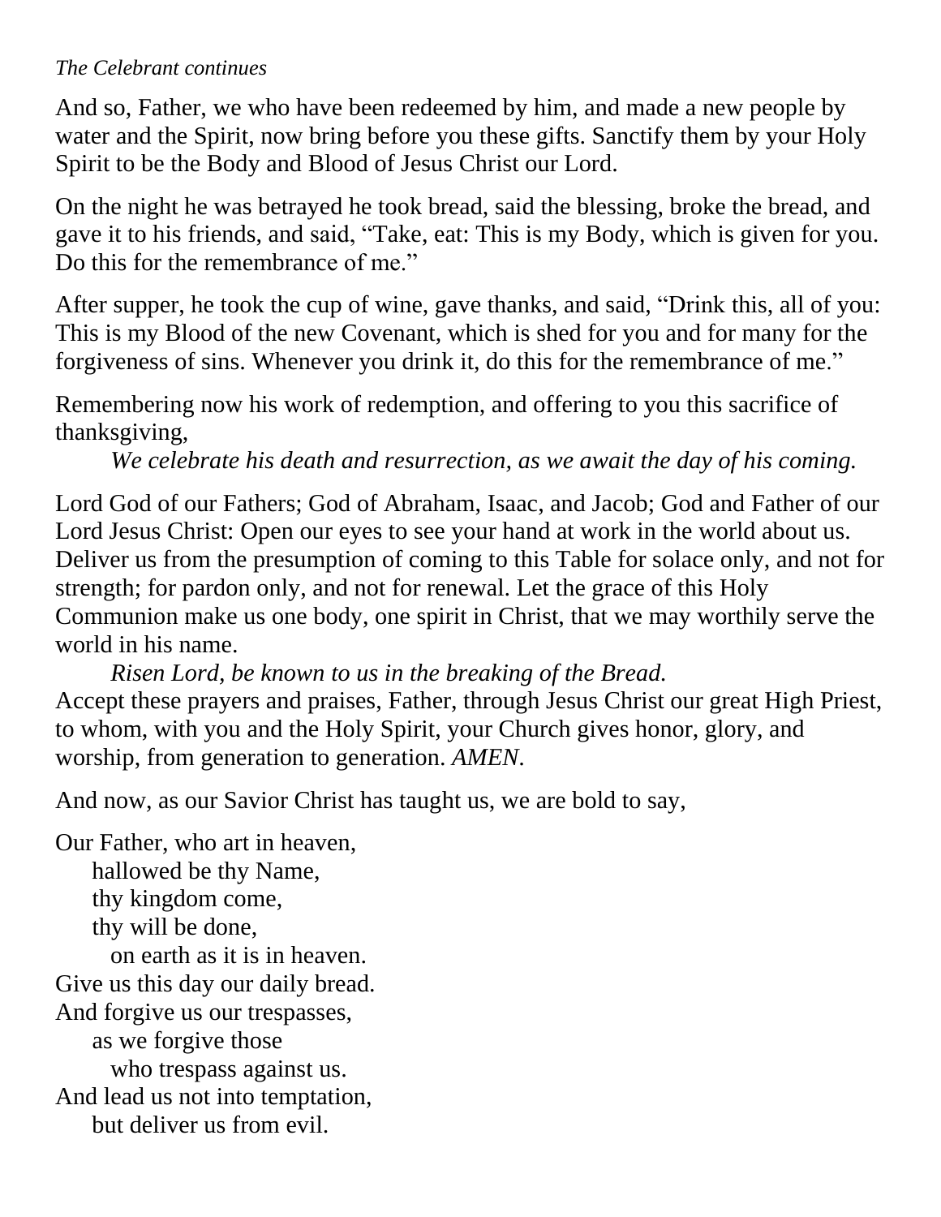*The Celebrant continues*

And so, Father, we who have been redeemed by him, and made a new people by water and the Spirit, now bring before you these gifts. Sanctify them by your Holy Spirit to be the Body and Blood of Jesus Christ our Lord.

On the night he was betrayed he took bread, said the blessing, broke the bread, and gave it to his friends, and said, "Take, eat: This is my Body, which is given for you. Do this for the remembrance of me."

After supper, he took the cup of wine, gave thanks, and said, "Drink this, all of you: This is my Blood of the new Covenant, which is shed for you and for many for the forgiveness of sins. Whenever you drink it, do this for the remembrance of me."

Remembering now his work of redemption, and offering to you this sacrifice of thanksgiving,

*We celebrate his death and resurrection, as we await the day of his coming.*

Lord God of our Fathers; God of Abraham, Isaac, and Jacob; God and Father of our Lord Jesus Christ: Open our eyes to see your hand at work in the world about us. Deliver us from the presumption of coming to this Table for solace only, and not for strength; for pardon only, and not for renewal. Let the grace of this Holy Communion make us one body, one spirit in Christ, that we may worthily serve the world in his name.

*Risen Lord, be known to us in the breaking of the Bread.*

Accept these prayers and praises, Father, through Jesus Christ our great High Priest, to whom, with you and the Holy Spirit, your Church gives honor, glory, and worship, from generation to generation. *AMEN*.

And now, as our Savior Christ has taught us, we are bold to say,

Our Father, who art in heaven,  
hallowed be thy Name,  
thy kingdom come,  
thy will be done,  
on earth as it is in heaven.  
Give us this day our daily bread.  
And forgive us our trespasses,  
as we forgive those  
who trespass against us.  
And lead us not into temptation,  
but deliver us from evil.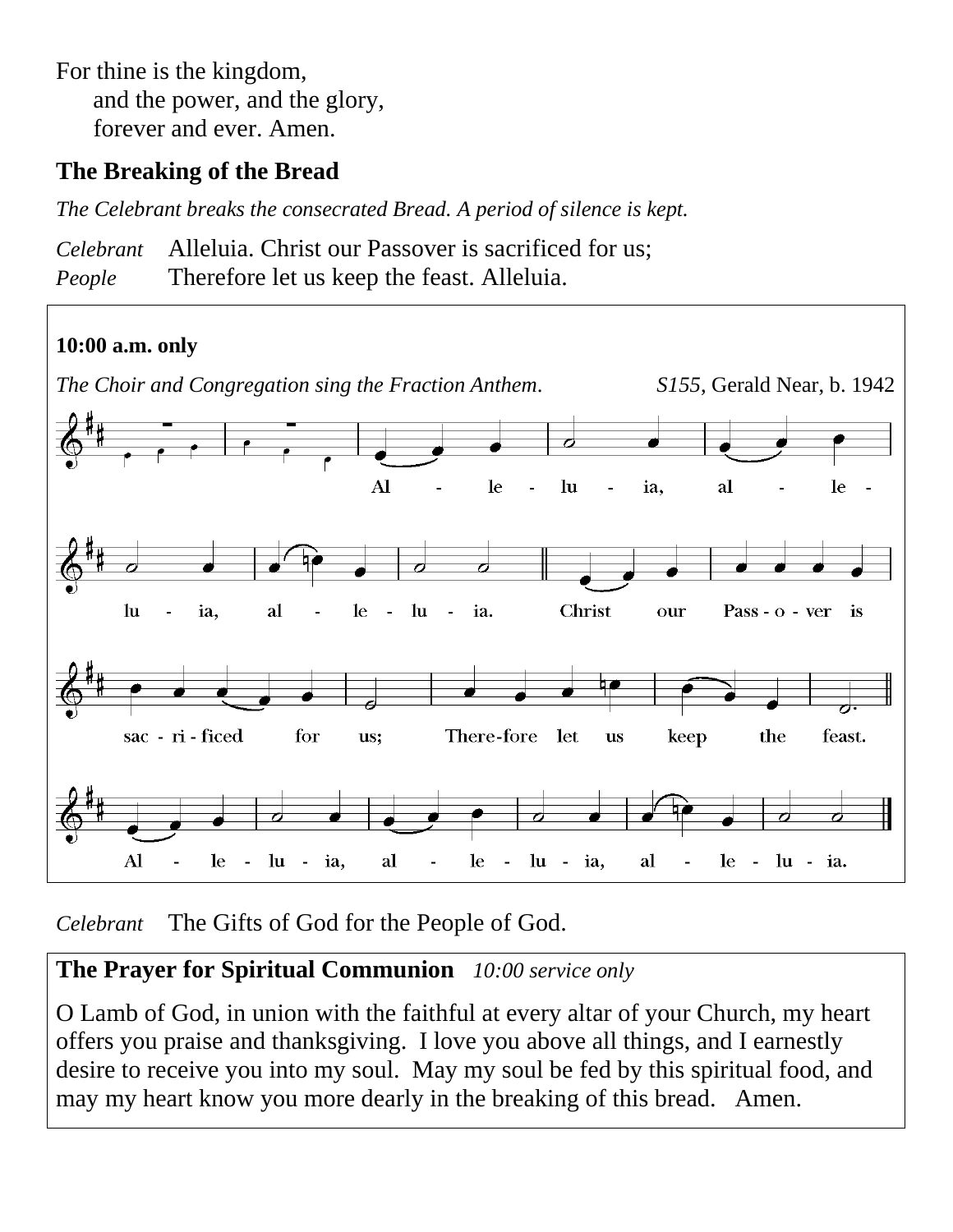For thine is the kingdom,
and the power, and the glory,
forever and ever. Amen.

### The Breaking of the Bread

*The Celebrant breaks the consecrated Bread. A period of silence is kept.*

*Celebrant* Alleluia. Christ our Passover is sacrificed for us;
*People* Therefore let us keep the feast. Alleluia.

**10:00 a.m. only**

*The Choir and Congregation sing the Fraction Anthem.* *S155*, Gerald Near, b. 1942

Alleluia, alleluia, alleluia. Christ our Passover is sacrificed for us; Therefore let us keep the feast. Alleluia, alleluia, alleluia.

*Celebrant* The Gifts of God for the People of God.

**The Prayer for Spiritual Communion** *10:00 service only*

O Lamb of God, in union with the faithful at every altar of your Church, my heart offers you praise and thanksgiving. I love you above all things, and I earnestly desire to receive you into my soul. May my soul be fed by this spiritual food, and may my heart know you more dearly in the breaking of this bread. Amen.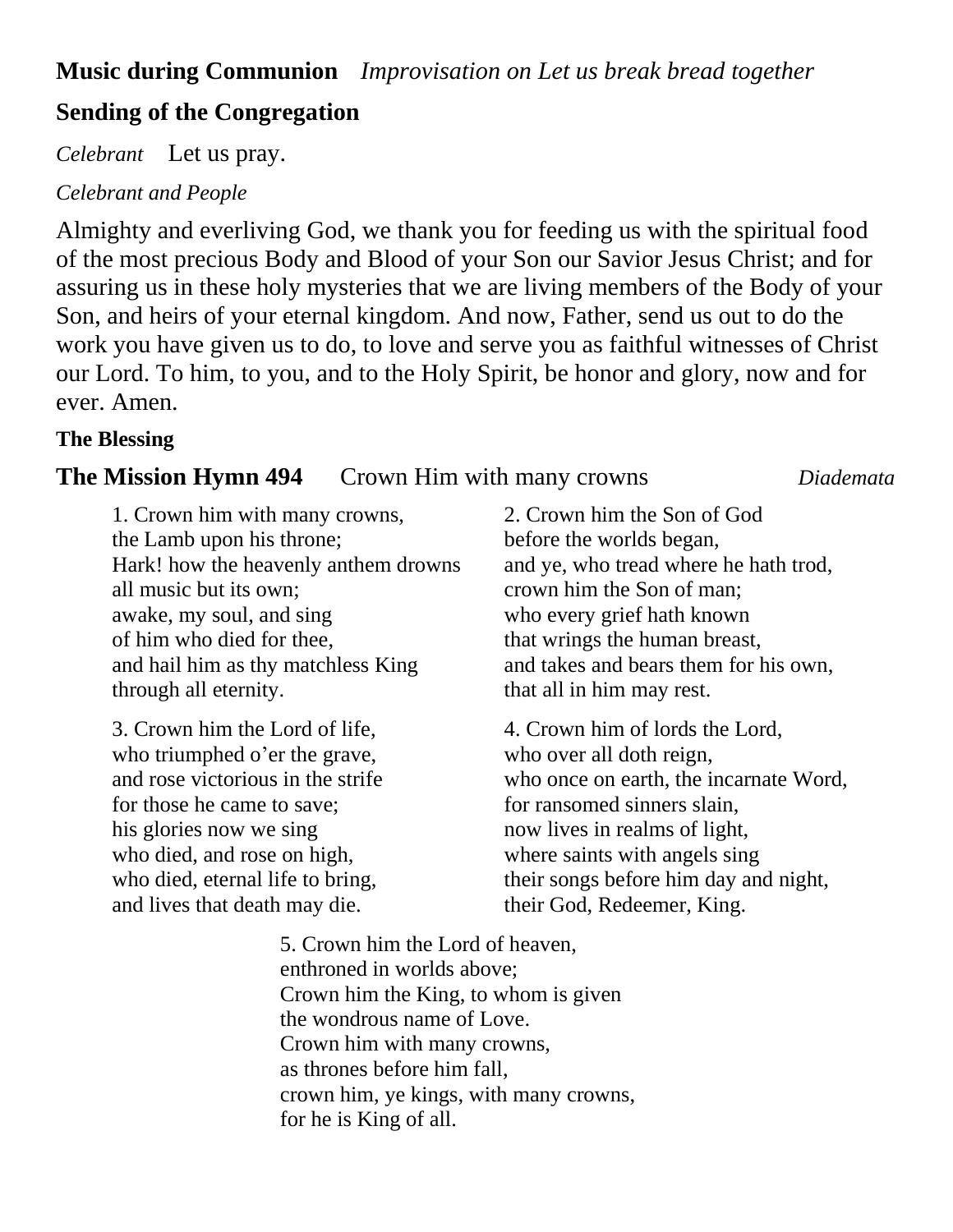**Music during Communion** *Improvisation on Let us break bread together*

## Sending of the Congregation

*Celebrant* Let us pray.

*Celebrant and People*

Almighty and everliving God, we thank you for feeding us with the spiritual food of the most precious Body and Blood of your Son our Savior Jesus Christ; and for assuring us in these holy mysteries that we are living members of the Body of your Son, and heirs of your eternal kingdom. And now, Father, send us out to do the work you have given us to do, to love and serve you as faithful witnesses of Christ our Lord. To him, to you, and to the Holy Spirit, be honor and glory, now and for ever. Amen.

**The Blessing**

**The Mission Hymn 494** Crown Him with many crowns *Diademata*

1. Crown him with many crowns,
the Lamb upon his throne;
Hark! how the heavenly anthem drowns
all music but its own;
awake, my soul, and sing
of him who died for thee,
and hail him as thy matchless King
through all eternity.

2. Crown him the Son of God
before the worlds began,
and ye, who tread where he hath trod,
crown him the Son of man;
who every grief hath known
that wrings the human breast,
and takes and bears them for his own,
that all in him may rest.

3. Crown him the Lord of life,
who triumphed o'er the grave,
and rose victorious in the strife
for those he came to save;
his glories now we sing
who died, and rose on high,
who died, eternal life to bring,
and lives that death may die.

4. Crown him of lords the Lord,
who over all doth reign,
who once on earth, the incarnate Word,
for ransomed sinners slain,
now lives in realms of light,
where saints with angels sing
their songs before him day and night,
their God, Redeemer, King.

5. Crown him the Lord of heaven,
enthroned in worlds above;
Crown him the King, to whom is given
the wondrous name of Love.
Crown him with many crowns,
as thrones before him fall,
crown him, ye kings, with many crowns,
for he is King of all.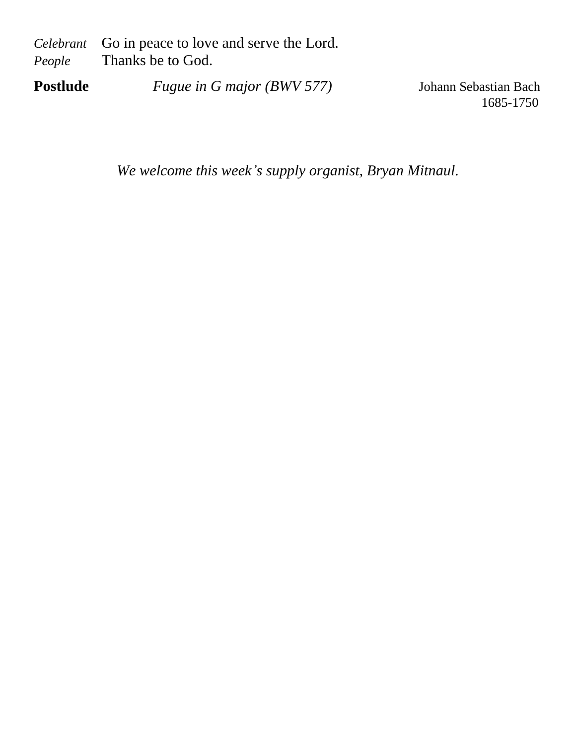*Celebrant* Go in peace to love and serve the Lord.
*People* Thanks be to God.

**Postlude** *Fugue in G major (BWV 577)* Johann Sebastian Bach
1685-1750

*We welcome this week's supply organist, Bryan Mitnaul.*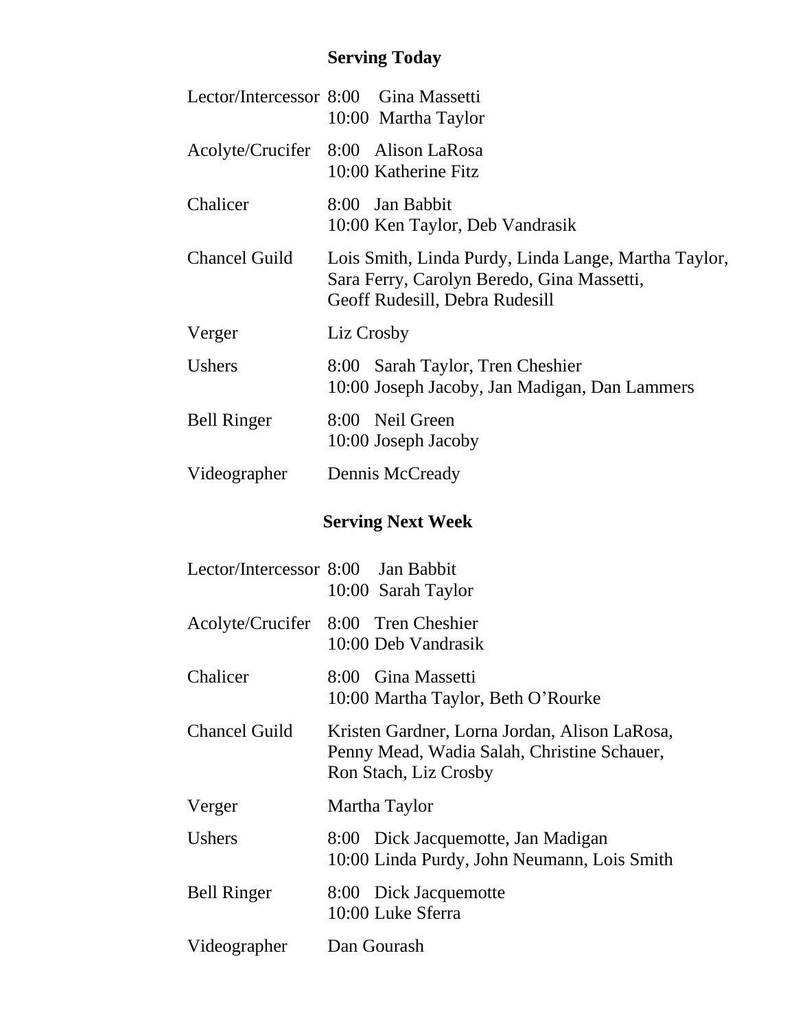## Serving Today

| | |
|---|---|
| Lector/Intercessor | 8:00 Gina Massetti<br>10:00 Martha Taylor |
| Acolyte/Crucifer | 8:00 Alison LaRosa<br>10:00 Katherine Fitz |
| Chalicer | 8:00 Jan Babbit<br>10:00 Ken Taylor, Deb Vandrasik |
| Chancel Guild | Lois Smith, Linda Purdy, Linda Lange, Martha Taylor, Sara Ferry, Carolyn Beredo, Gina Massetti, Geoff Rudesill, Debra Rudesill |
| Verger | Liz Crosby |
| Ushers | 8:00 Sarah Taylor, Tren Cheshier<br>10:00 Joseph Jacoby, Jan Madigan, Dan Lammers |
| Bell Ringer | 8:00 Neil Green<br>10:00 Joseph Jacoby |
| Videographer | Dennis McCready |

## Serving Next Week

| | |
|---|---|
| Lector/Intercessor | 8:00 Jan Babbit<br>10:00 Sarah Taylor |
| Acolyte/Crucifer | 8:00 Tren Cheshier<br>10:00 Deb Vandrasik |
| Chalicer | 8:00 Gina Massetti<br>10:00 Martha Taylor, Beth O'Rourke |
| Chancel Guild | Kristen Gardner, Lorna Jordan, Alison LaRosa, Penny Mead, Wadia Salah, Christine Schauer, Ron Stach, Liz Crosby |
| Verger | Martha Taylor |
| Ushers | 8:00 Dick Jacquemotte, Jan Madigan<br>10:00 Linda Purdy, John Neumann, Lois Smith |
| Bell Ringer | 8:00 Dick Jacquemotte<br>10:00 Luke Sferra |
| Videographer | Dan Gourash |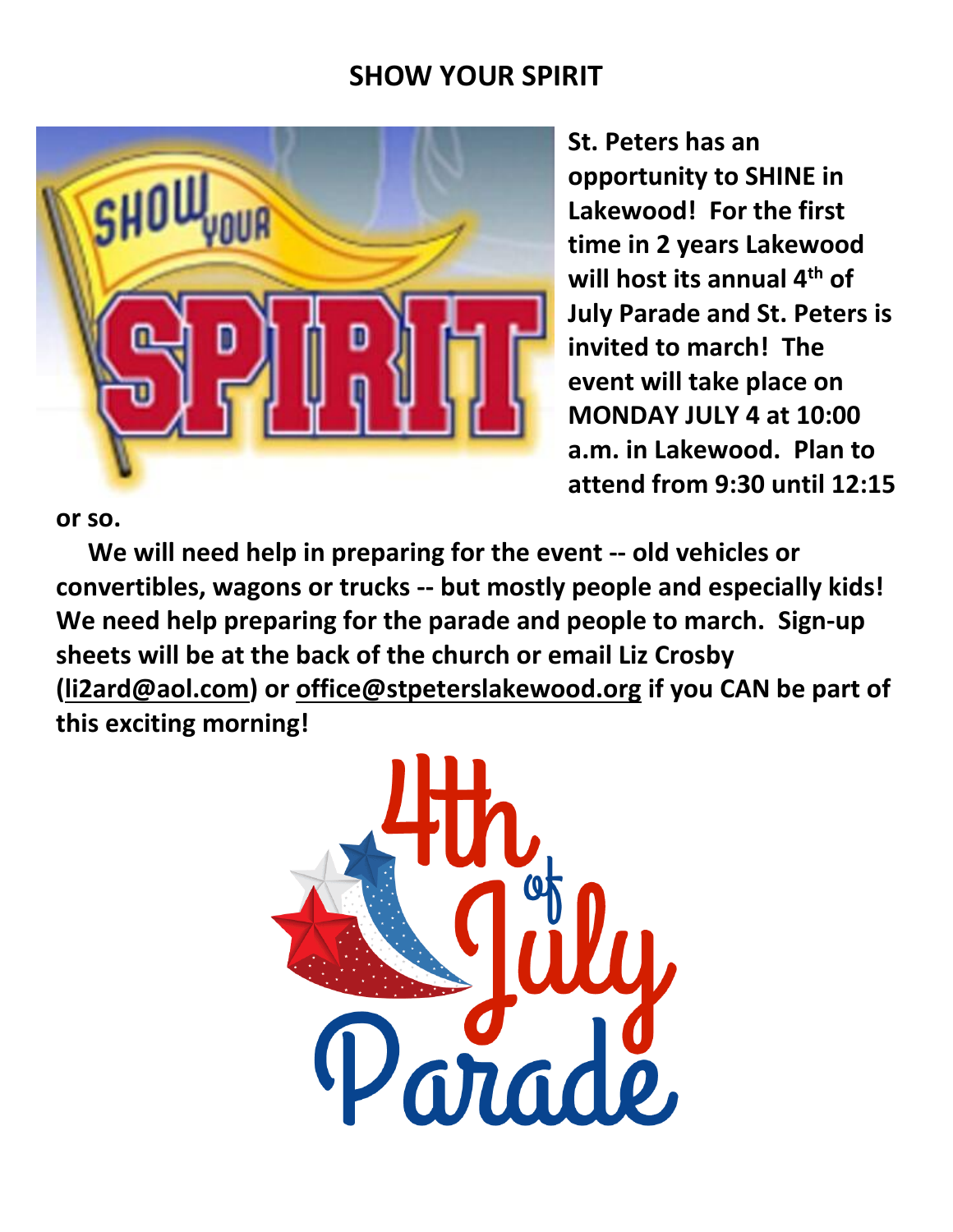## SHOW YOUR SPIRIT

**St. Peters has an opportunity to SHINE in Lakewood! For the first time in 2 years Lakewood will host its annual 4th of July Parade and St. Peters is invited to march! The event will take place on MONDAY JULY 4 at 10:00 a.m. in Lakewood. Plan to attend from 9:30 until 12:15 or so.**

**We will need help in preparing for the event -- old vehicles or convertibles, wagons or trucks -- but mostly people and especially kids! We need help preparing for the parade and people to march. Sign-up sheets will be at the back of the church or email Liz Crosby (li2ard@aol.com) or office@stpeterslakewood.org if you CAN be part of this exciting morning!**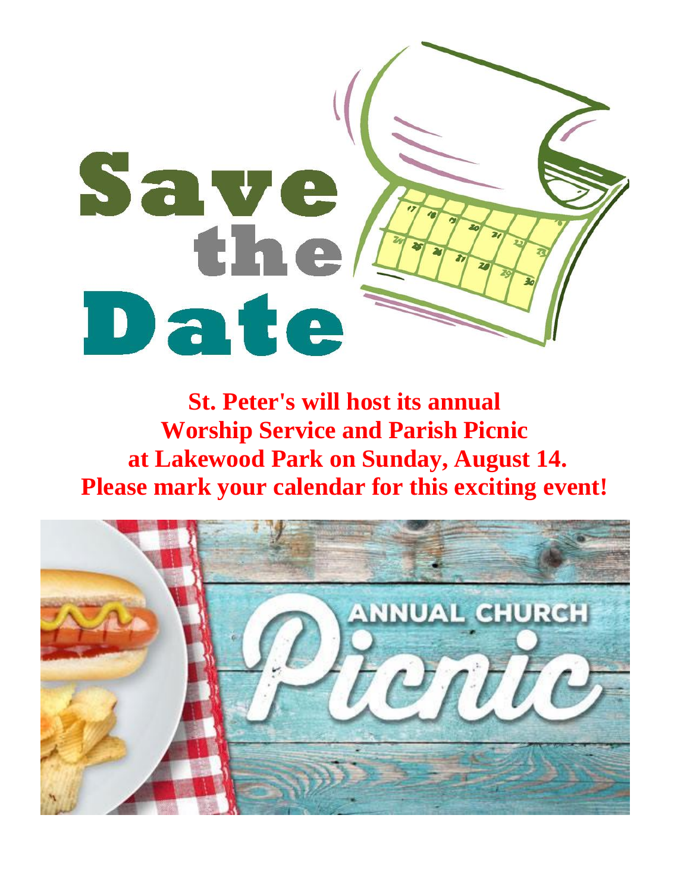# Save the Date

**St. Peter's will host its annual**
**Worship Service and Parish Picnic**
**at Lakewood Park on Sunday, August 14.**
**Please mark your calendar for this exciting event!**

ANNUAL CHURCH

Picnic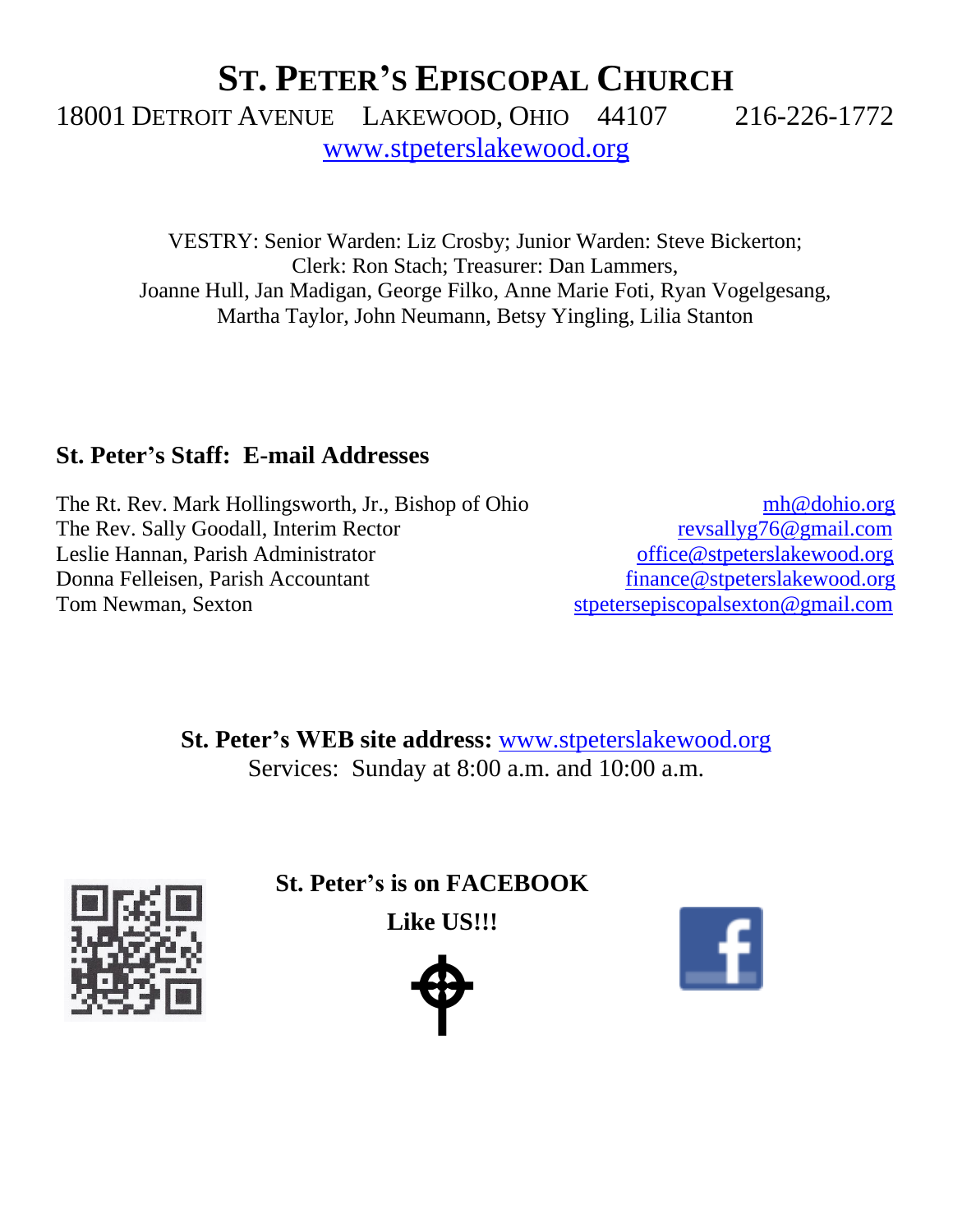# ST. PETER'S EPISCOPAL CHURCH

18001 DETROIT AVENUE    LAKEWOOD, OHIO    44107    216-226-1772

www.stpeterslakewood.org

VESTRY: Senior Warden: Liz Crosby; Junior Warden: Steve Bickerton;
Clerk: Ron Stach; Treasurer: Dan Lammers,
Joanne Hull, Jan Madigan, George Filko, Anne Marie Foti, Ryan Vogelgesang,
Martha Taylor, John Neumann, Betsy Yingling, Lilia Stanton

## St. Peter's Staff: E-mail Addresses

| | |
|---|---|
| The Rt. Rev. Mark Hollingsworth, Jr., Bishop of Ohio | mh@dohio.org |
| The Rev. Sally Goodall, Interim Rector | revsallyg76@gmail.com |
| Leslie Hannan, Parish Administrator | office@stpeterslakewood.org |
| Donna Felleisen, Parish Accountant | finance@stpeterslakewood.org |
| Tom Newman, Sexton | stpetersepiscopalsexton@gmail.com |

**St. Peter's WEB site address:** www.stpeterslakewood.org
Services: Sunday at 8:00 a.m. and 10:00 a.m.

**St. Peter's is on FACEBOOK**

**Like US!!!**